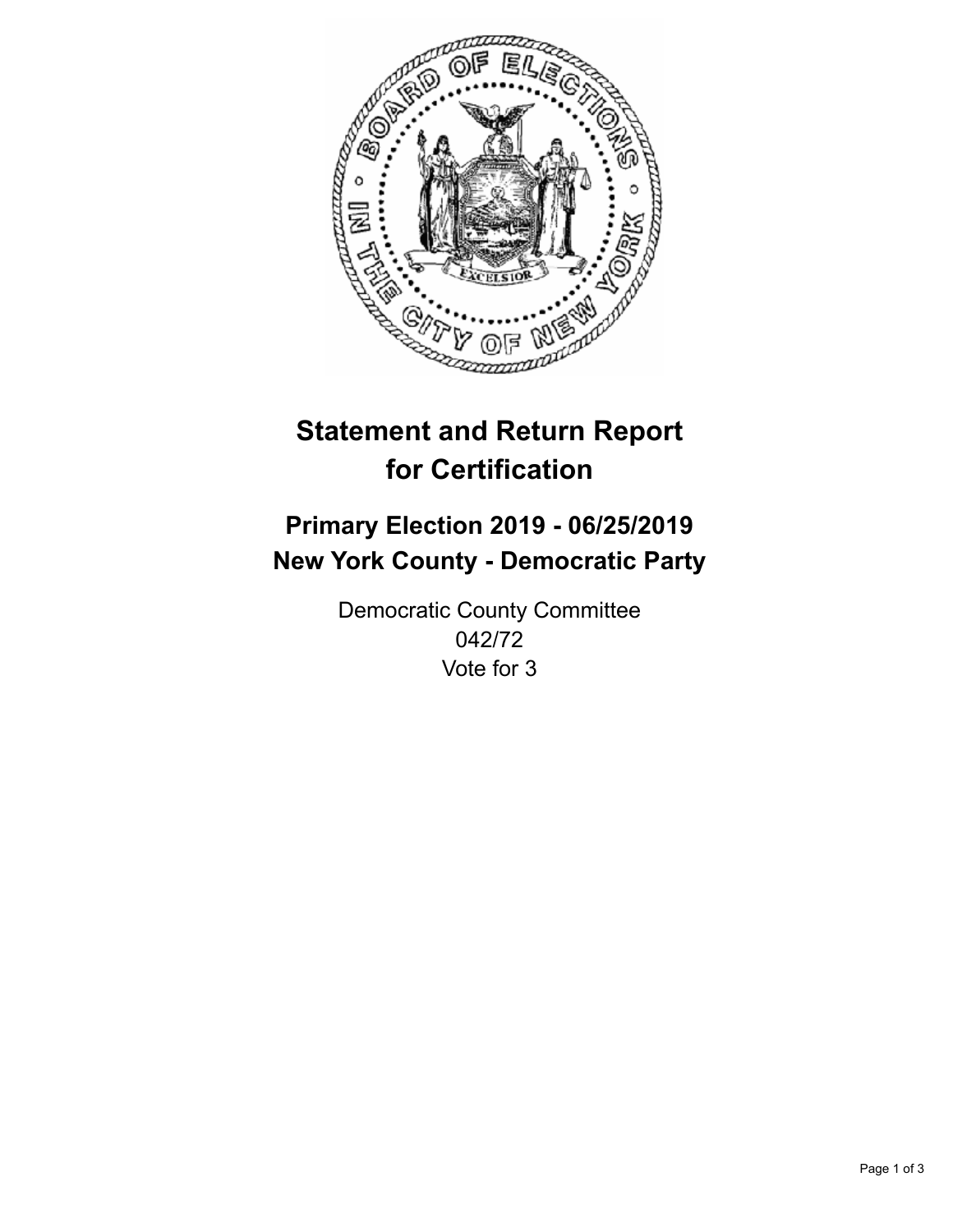# Statement and Return Report for Certification

## Primary Election 2019 - 06/25/2019
## New York County - Democratic Party

Democratic County Committee
042/72
Vote for 3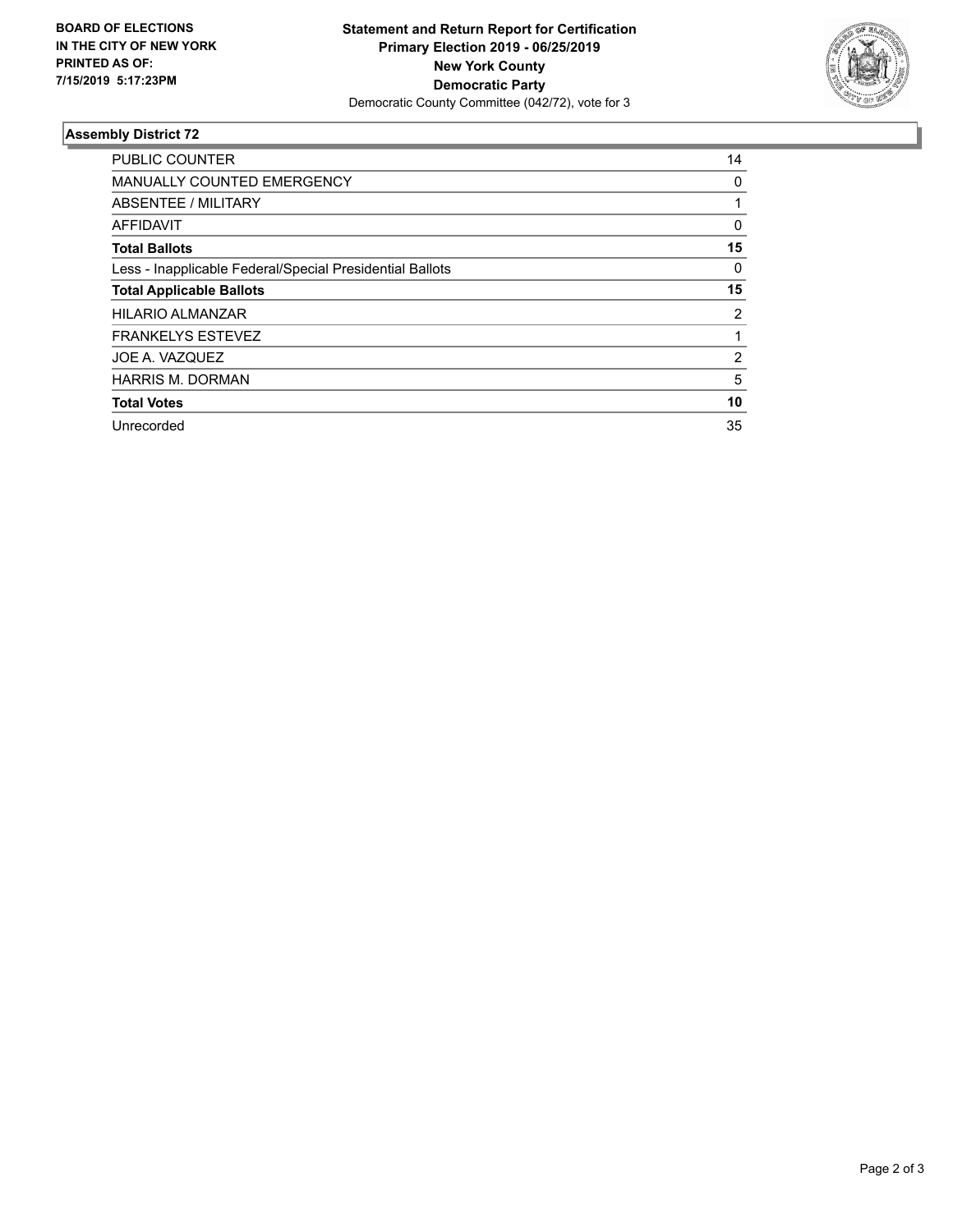**BOARD OF ELECTIONS IN THE CITY OF NEW YORK PRINTED AS OF: 7/15/2019 5:17:23PM**

**Statement and Return Report for Certification Primary Election 2019 - 06/25/2019 New York County Democratic Party**
Democratic County Committee (042/72), vote for 3

### Assembly District 72

| | |
|---|---|
| PUBLIC COUNTER | 14 |
| MANUALLY COUNTED EMERGENCY | 0 |
| ABSENTEE / MILITARY | 1 |
| AFFIDAVIT | 0 |
| **Total Ballots** | **15** |
| Less - Inapplicable Federal/Special Presidential Ballots | 0 |
| **Total Applicable Ballots** | **15** |
| HILARIO ALMANZAR | 2 |
| FRANKELYS ESTEVEZ | 1 |
| JOE A. VAZQUEZ | 2 |
| HARRIS M. DORMAN | 5 |
| **Total Votes** | **10** |
| Unrecorded | 35 |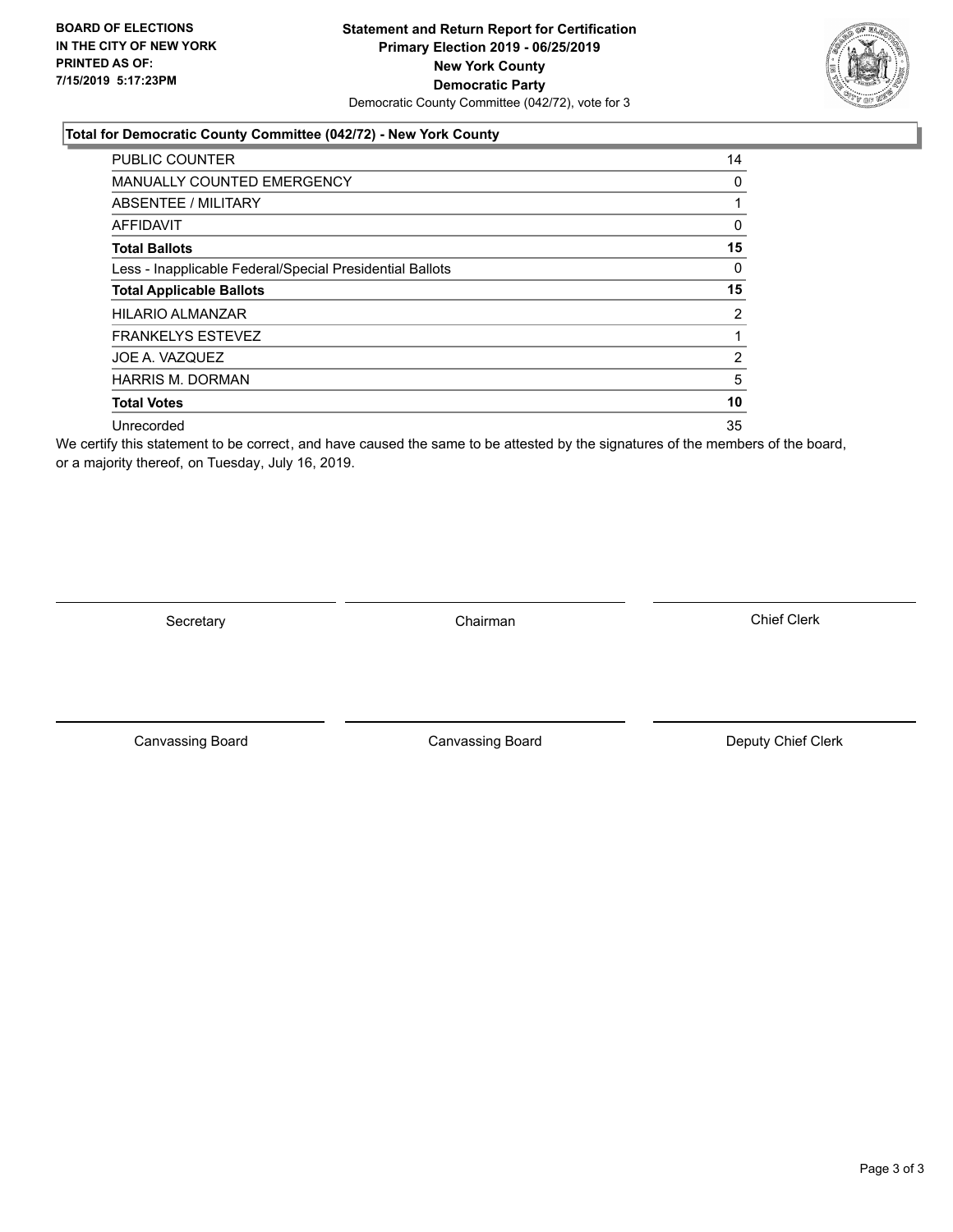**BOARD OF ELECTIONS IN THE CITY OF NEW YORK PRINTED AS OF: 7/15/2019 5:17:23PM**

**Statement and Return Report for Certification**
**Primary Election 2019 - 06/25/2019**
**New York County**
**Democratic Party**
Democratic County Committee (042/72), vote for 3

**Total for Democratic County Committee (042/72) - New York County**

| | |
|---|---|
| PUBLIC COUNTER | 14 |
| MANUALLY COUNTED EMERGENCY | 0 |
| ABSENTEE / MILITARY | 1 |
| AFFIDAVIT | 0 |
| **Total Ballots** | **15** |
| Less - Inapplicable Federal/Special Presidential Ballots | 0 |
| **Total Applicable Ballots** | **15** |
| HILARIO ALMANZAR | 2 |
| FRANKELYS ESTEVEZ | 1 |
| JOE A. VAZQUEZ | 2 |
| HARRIS M. DORMAN | 5 |
| **Total Votes** | **10** |
| Unrecorded | 35 |

We certify this statement to be correct, and have caused the same to be attested by the signatures of the members of the board, or a majority thereof, on Tuesday, July 16, 2019.

Secretary

Chairman

Chief Clerk

Canvassing Board

Canvassing Board

Deputy Chief Clerk